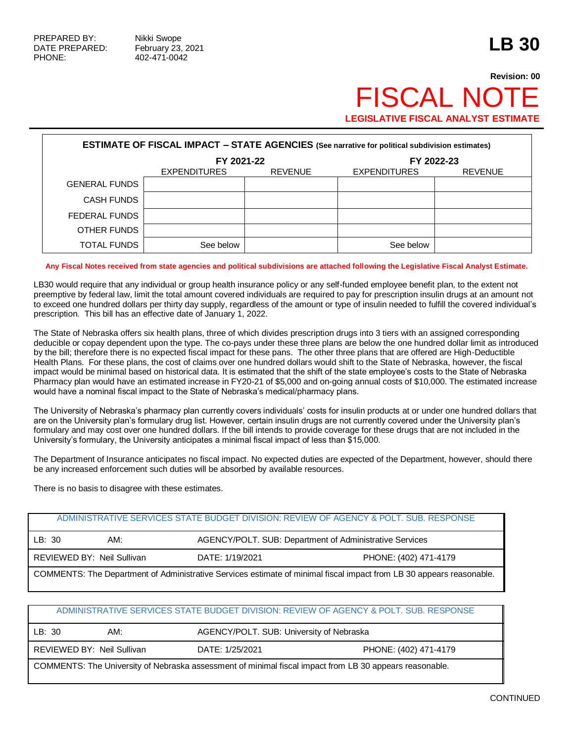PREPARED BY: Nikki Swope
DATE PREPARED: February 23, 2021
PHONE: 402-471-0042

# LB 30

**Revision: 00**

# FISCAL NOTE

**LEGISLATIVE FISCAL ANALYST ESTIMATE**

| ESTIMATE OF FISCAL IMPACT – STATE AGENCIES (See narrative for political subdivision estimates) | | | | |
|---|---|---|---|---|
| | FY 2021-22 | | FY 2022-23 | |
| | EXPENDITURES | REVENUE | EXPENDITURES | REVENUE |
| GENERAL FUNDS | | | | |
| CASH FUNDS | | | | |
| FEDERAL FUNDS | | | | |
| OTHER FUNDS | | | | |
| TOTAL FUNDS | See below | | See below | |

**Any Fiscal Notes received from state agencies and political subdivisions are attached following the Legislative Fiscal Analyst Estimate.**

LB30 would require that any individual or group health insurance policy or any self-funded employee benefit plan, to the extent not preemptive by federal law, limit the total amount covered individuals are required to pay for prescription insulin drugs at an amount not to exceed one hundred dollars per thirty day supply, regardless of the amount or type of insulin needed to fulfill the covered individual's prescription. This bill has an effective date of January 1, 2022.

The State of Nebraska offers six health plans, three of which divides prescription drugs into 3 tiers with an assigned corresponding deducible or copay dependent upon the type. The co-pays under these three plans are below the one hundred dollar limit as introduced by the bill; therefore there is no expected fiscal impact for these pans. The other three plans that are offered are High-Deductible Health Plans. For these plans, the cost of claims over one hundred dollars would shift to the State of Nebraska, however, the fiscal impact would be minimal based on historical data. It is estimated that the shift of the state employee's costs to the State of Nebraska Pharmacy plan would have an estimated increase in FY20-21 of $5,000 and on-going annual costs of $10,000. The estimated increase would have a nominal fiscal impact to the State of Nebraska's medical/pharmacy plans.

The University of Nebraska's pharmacy plan currently covers individuals' costs for insulin products at or under one hundred dollars that are on the University plan's formulary drug list. However, certain insulin drugs are not currently covered under the University plan's formulary and may cost over one hundred dollars. If the bill intends to provide coverage for these drugs that are not included in the University's formulary, the University anticipates a minimal fiscal impact of less than $15,000.

The Department of Insurance anticipates no fiscal impact. No expected duties are expected of the Department, however, should there be any increased enforcement such duties will be absorbed by available resources.

There is no basis to disagree with these estimates.

| ADMINISTRATIVE SERVICES STATE BUDGET DIVISION: REVIEW OF AGENCY & POLT. SUB. RESPONSE | | | |
|---|---|---|---|
| LB: 30 | AM: | AGENCY/POLT. SUB: Department of Administrative Services | |
| REVIEWED BY: Neil Sullivan | | DATE: 1/19/2021 | PHONE: (402) 471-4179 |
| COMMENTS: The Department of Administrative Services estimate of minimal fiscal impact from LB 30 appears reasonable. | | | |

| ADMINISTRATIVE SERVICES STATE BUDGET DIVISION: REVIEW OF AGENCY & POLT. SUB. RESPONSE | | | |
|---|---|---|---|
| LB: 30 | AM: | AGENCY/POLT. SUB: University of Nebraska | |
| REVIEWED BY: Neil Sullivan | | DATE: 1/25/2021 | PHONE: (402) 471-4179 |
| COMMENTS: The University of Nebraska assessment of minimal fiscal impact from LB 30 appears reasonable. | | | |

CONTINUED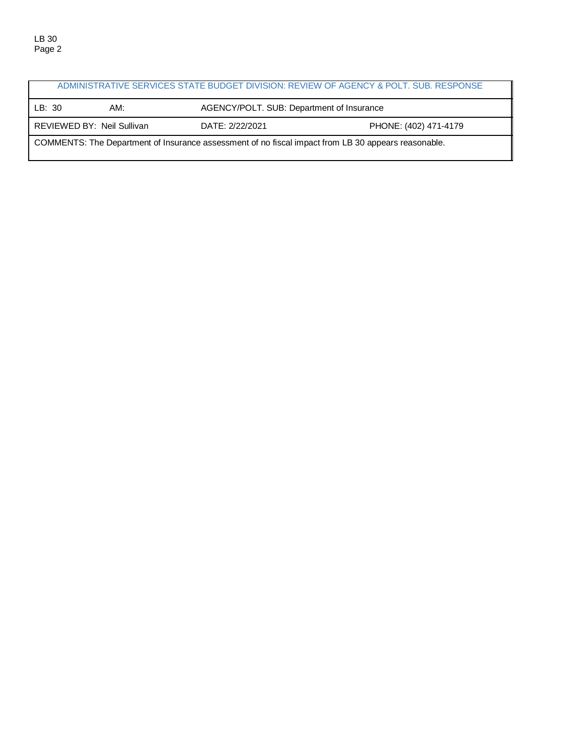| ADMINISTRATIVE SERVICES STATE BUDGET DIVISION: REVIEW OF AGENCY & POLT. SUB. RESPONSE | | | |
|---|---|---|---|
| LB: 30 | AM: | AGENCY/POLT. SUB: Department of Insurance | |
| REVIEWED BY: Neil Sullivan | | DATE: 2/22/2021 | PHONE: (402) 471-4179 |
| COMMENTS: The Department of Insurance assessment of no fiscal impact from LB 30 appears reasonable. | | | |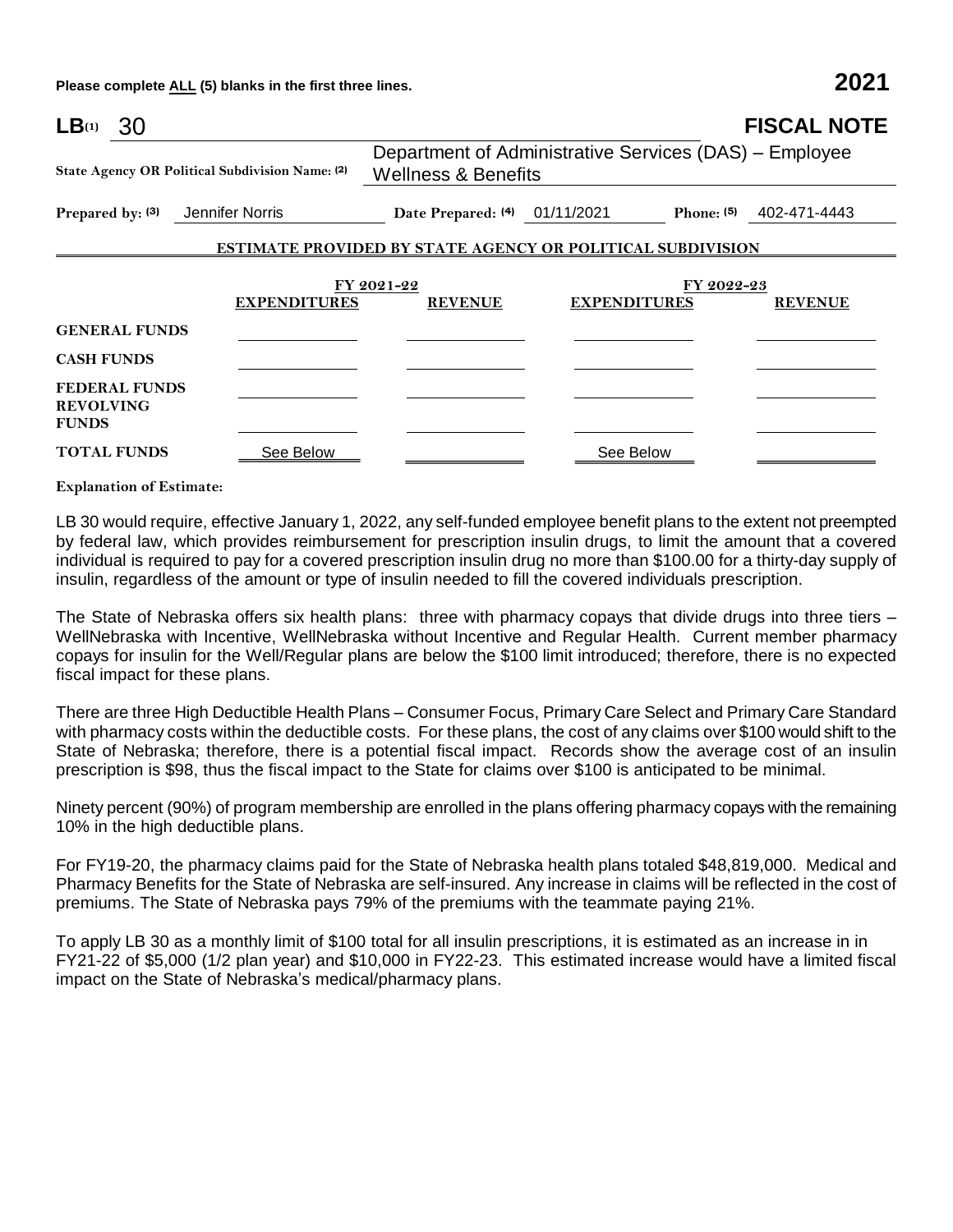**Please complete ALL (5) blanks in the first three lines.** **2021**

**LB**(1) 30 **FISCAL NOTE**

**State Agency OR Political Subdivision Name:** (2) Department of Administrative Services (DAS) – Employee Wellness & Benefits

**Prepared by:** (3) Jennifer Norris **Date Prepared:** (4) 01/11/2021 **Phone:** (5) 402-471-4443

**ESTIMATE PROVIDED BY STATE AGENCY OR POLITICAL SUBDIVISION**

| | FY 2021-22 | | FY 2022-23 | |
|---|---|---|---|---|
| | **EXPENDITURES** | **REVENUE** | **EXPENDITURES** | **REVENUE** |
| **GENERAL FUNDS** | | | | |
| **CASH FUNDS** | | | | |
| **FEDERAL FUNDS** | | | | |
| **REVOLVING FUNDS** | | | | |
| **TOTAL FUNDS** | See Below | | See Below | |

**Explanation of Estimate:**

LB 30 would require, effective January 1, 2022, any self-funded employee benefit plans to the extent not preempted by federal law, which provides reimbursement for prescription insulin drugs, to limit the amount that a covered individual is required to pay for a covered prescription insulin drug no more than $100.00 for a thirty-day supply of insulin, regardless of the amount or type of insulin needed to fill the covered individuals prescription.

The State of Nebraska offers six health plans: three with pharmacy copays that divide drugs into three tiers – WellNebraska with Incentive, WellNebraska without Incentive and Regular Health. Current member pharmacy copays for insulin for the Well/Regular plans are below the $100 limit introduced; therefore, there is no expected fiscal impact for these plans.

There are three High Deductible Health Plans – Consumer Focus, Primary Care Select and Primary Care Standard with pharmacy costs within the deductible costs. For these plans, the cost of any claims over $100 would shift to the State of Nebraska; therefore, there is a potential fiscal impact. Records show the average cost of an insulin prescription is $98, thus the fiscal impact to the State for claims over $100 is anticipated to be minimal.

Ninety percent (90%) of program membership are enrolled in the plans offering pharmacy copays with the remaining 10% in the high deductible plans.

For FY19-20, the pharmacy claims paid for the State of Nebraska health plans totaled $48,819,000. Medical and Pharmacy Benefits for the State of Nebraska are self-insured. Any increase in claims will be reflected in the cost of premiums. The State of Nebraska pays 79% of the premiums with the teammate paying 21%.

To apply LB 30 as a monthly limit of $100 total for all insulin prescriptions, it is estimated as an increase in in FY21-22 of $5,000 (1/2 plan year) and $10,000 in FY22-23. This estimated increase would have a limited fiscal impact on the State of Nebraska's medical/pharmacy plans.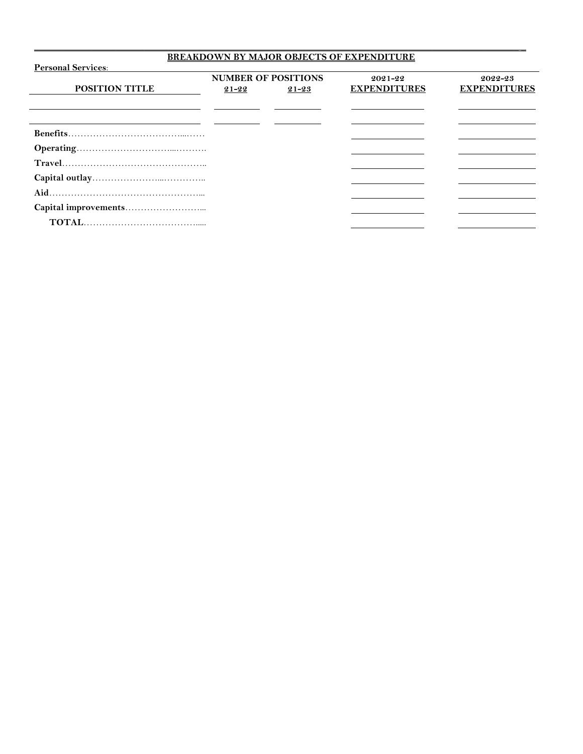## BREAKDOWN BY MAJOR OBJECTS OF EXPENDITURE

**Personal Services**:

| POSITION TITLE | NUMBER OF POSITIONS 21-22 | 21-23 | 2021-22 EXPENDITURES | 2022-23 EXPENDITURES |
|---|---|---|---|---|
| | | | | |
| | | | | |
| **Benefits** | | | | |
| **Operating** | | | | |
| **Travel** | | | | |
| **Capital outlay** | | | | |
| **Aid** | | | | |
| **Capital improvements** | | | | |
| **TOTAL** | | | | |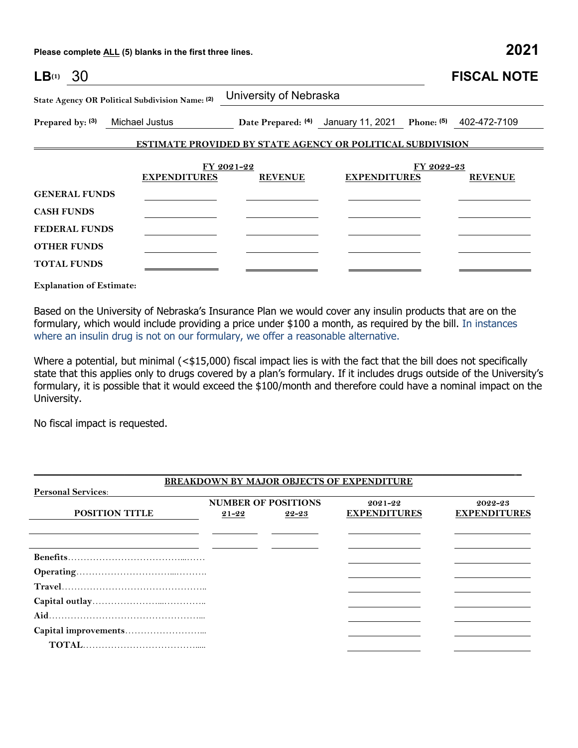Please complete ALL (5) blanks in the first three lines.

**2021**

**LB(1)** 30

# FISCAL NOTE

**State Agency OR Political Subdivision Name: (2)** University of Nebraska

**Prepared by: (3)** Michael Justus **Date Prepared: (4)** January 11, 2021 **Phone: (5)** 402-472-7109

## ESTIMATE PROVIDED BY STATE AGENCY OR POLITICAL SUBDIVISION

| | FY 2021-22 | | FY 2022-23 | |
|---|---|---|---|---|
| | EXPENDITURES | REVENUE | EXPENDITURES | REVENUE |
| GENERAL FUNDS | | | | |
| CASH FUNDS | | | | |
| FEDERAL FUNDS | | | | |
| OTHER FUNDS | | | | |
| TOTAL FUNDS | | | | |

**Explanation of Estimate:**

Based on the University of Nebraska's Insurance Plan we would cover any insulin products that are on the formulary, which would include providing a price under $100 a month, as required by the bill. In instances where an insulin drug is not on our formulary, we offer a reasonable alternative.

Where a potential, but minimal (<$15,000) fiscal impact lies is with the fact that the bill does not specifically state that this applies only to drugs covered by a plan's formulary. If it includes drugs outside of the University's formulary, it is possible that it would exceed the $100/month and therefore could have a nominal impact on the University.

No fiscal impact is requested.

## BREAKDOWN BY MAJOR OBJECTS OF EXPENDITURE

**Personal Services:**

| POSITION TITLE | NUMBER OF POSITIONS 21-22 | NUMBER OF POSITIONS 22-23 | 2021-22 EXPENDITURES | 2022-23 EXPENDITURES |
|---|---|---|---|---|
| | | | | |
| | | | | |
| Benefits | | | | |
| Operating | | | | |
| Travel | | | | |
| Capital outlay | | | | |
| Aid | | | | |
| Capital improvements | | | | |
| TOTAL | | | | |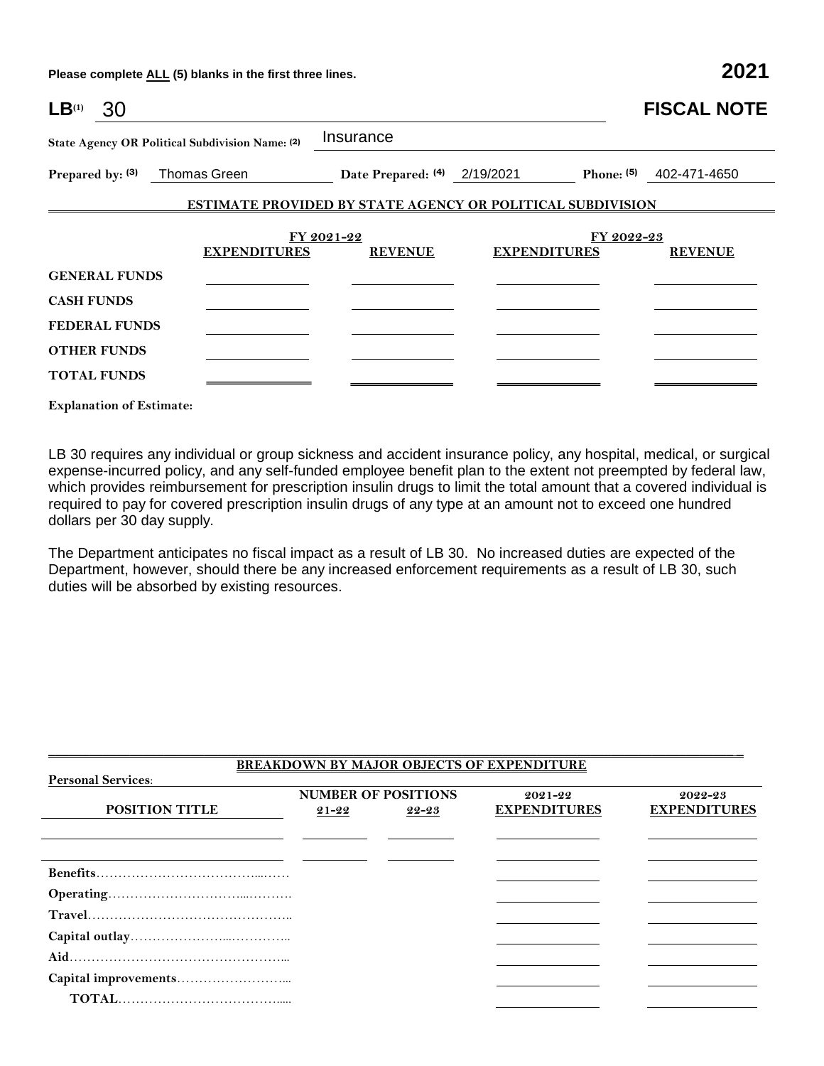Please complete ALL (5) blanks in the first three lines. **2021**

**LB**(1) 30 **FISCAL NOTE**

**State Agency OR Political Subdivision Name:** (2) Insurance

**Prepared by:** (3) Thomas Green **Date Prepared:** (4) 2/19/2021 **Phone:** (5) 402-471-4650

**ESTIMATE PROVIDED BY STATE AGENCY OR POLITICAL SUBDIVISION**

| | FY 2021-22 | | FY 2022-23 | |
|---|---|---|---|---|
| | **EXPENDITURES** | **REVENUE** | **EXPENDITURES** | **REVENUE** |
| **GENERAL FUNDS** | | | | |
| **CASH FUNDS** | | | | |
| **FEDERAL FUNDS** | | | | |
| **OTHER FUNDS** | | | | |
| **TOTAL FUNDS** | | | | |

**Explanation of Estimate:**

LB 30 requires any individual or group sickness and accident insurance policy, any hospital, medical, or surgical expense-incurred policy, and any self-funded employee benefit plan to the extent not preempted by federal law, which provides reimbursement for prescription insulin drugs to limit the total amount that a covered individual is required to pay for covered prescription insulin drugs of any type at an amount not to exceed one hundred dollars per 30 day supply.

The Department anticipates no fiscal impact as a result of LB 30. No increased duties are expected of the Department, however, should there be any increased enforcement requirements as a result of LB 30, such duties will be absorbed by existing resources.

**BREAKDOWN BY MAJOR OBJECTS OF EXPENDITURE**

**Personal Services:**

| POSITION TITLE | NUMBER OF POSITIONS 21-22 | NUMBER OF POSITIONS 22-23 | 2021-22 EXPENDITURES | 2022-23 EXPENDITURES |
|---|---|---|---|---|
| | | | | |
| | | | | |
| **Benefits** | | | | |
| **Operating** | | | | |
| **Travel** | | | | |
| **Capital outlay** | | | | |
| **Aid** | | | | |
| **Capital improvements** | | | | |
| **TOTAL** | | | | |